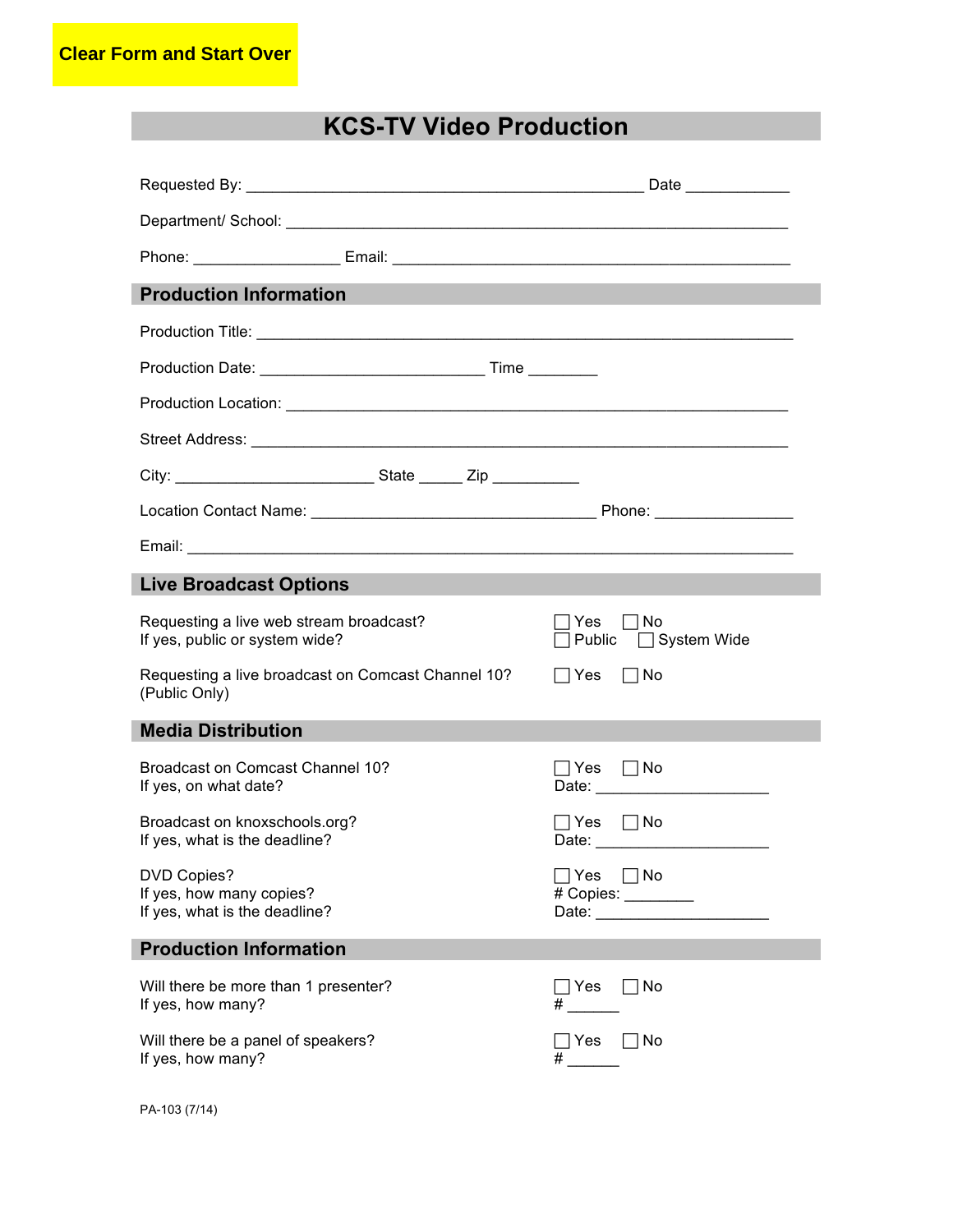Clear Form and Start Over

# KCS-TV Video Production

Requested By: ______________________________________________ Date ____________

Department/ School: __________________________________________________________

Phone: ________________ Email: ______________________________________________

## Production Information

Production Title: _____________________________________________________________

Production Date: _________________________ Time ________

Production Location: __________________________________________________________

Street Address: _______________________________________________________________

City: ______________________ State _____ Zip __________

Location Contact Name: ________________________________ Phone: _______________

Email: _______________________________________________________________________

## Live Broadcast Options

Requesting a live web stream broadcast? ☐ Yes ☐ No
If yes, public or system wide? ☐ Public ☐ System Wide

Requesting a live broadcast on Comcast Channel 10? (Public Only) ☐ Yes ☐ No

## Media Distribution

Broadcast on Comcast Channel 10? ☐ Yes ☐ No
If yes, on what date? Date: ____________________

Broadcast on knoxschools.org? ☐ Yes ☐ No
If yes, what is the deadline? Date: ____________________

DVD Copies? ☐ Yes ☐ No
If yes, how many copies? # Copies: ________
If yes, what is the deadline? Date: ____________________

## Production Information

Will there be more than 1 presenter? ☐ Yes ☐ No
If yes, how many? # ______

Will there be a panel of speakers? ☐ Yes ☐ No
If yes, how many? # ______

PA-103 (7/14)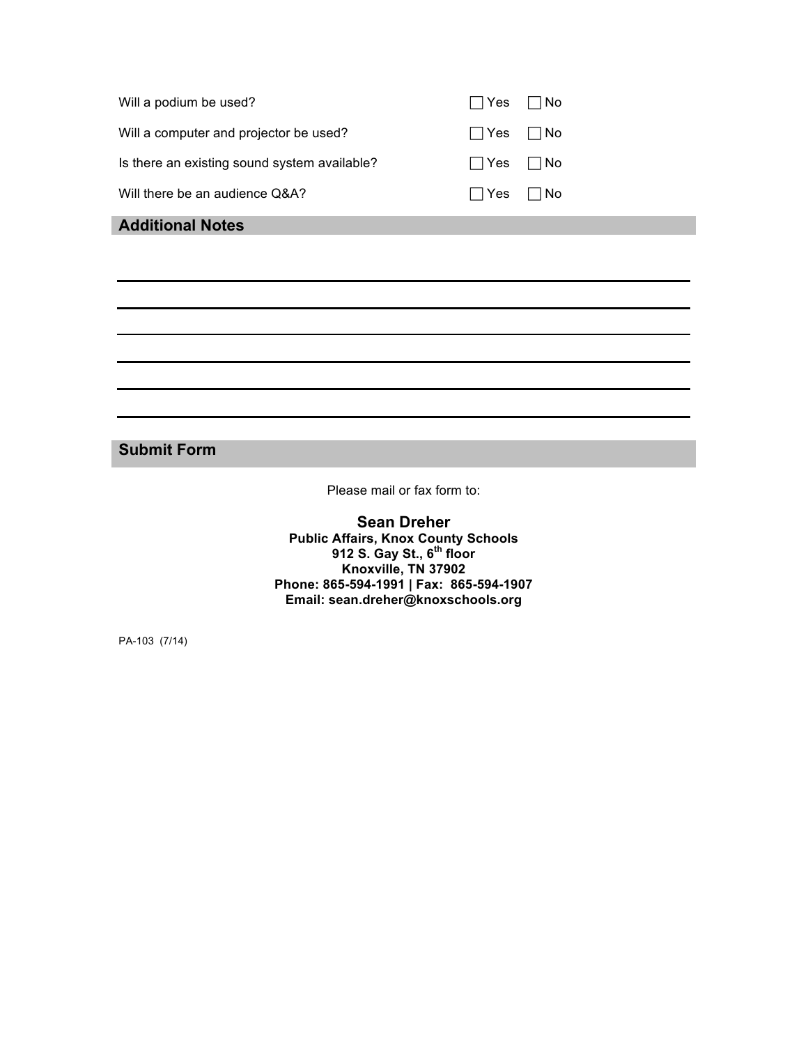Will a podium be used? ☐ Yes ☐ No

Will a computer and projector be used? ☐ Yes ☐ No

Is there an existing sound system available? ☐ Yes ☐ No

Will there be an audience Q&A? ☐ Yes ☐ No

## Additional Notes

______________________________________________________________________

______________________________________________________________________

______________________________________________________________________

______________________________________________________________________

______________________________________________________________________

______________________________________________________________________

## Submit Form

Please mail or fax form to:

**Sean Dreher**
**Public Affairs, Knox County Schools**
**912 S. Gay St., 6th floor**
**Knoxville, TN 37902**
**Phone: 865-594-1991 | Fax: 865-594-1907**
**Email: sean.dreher@knoxschools.org**

PA-103 (7/14)